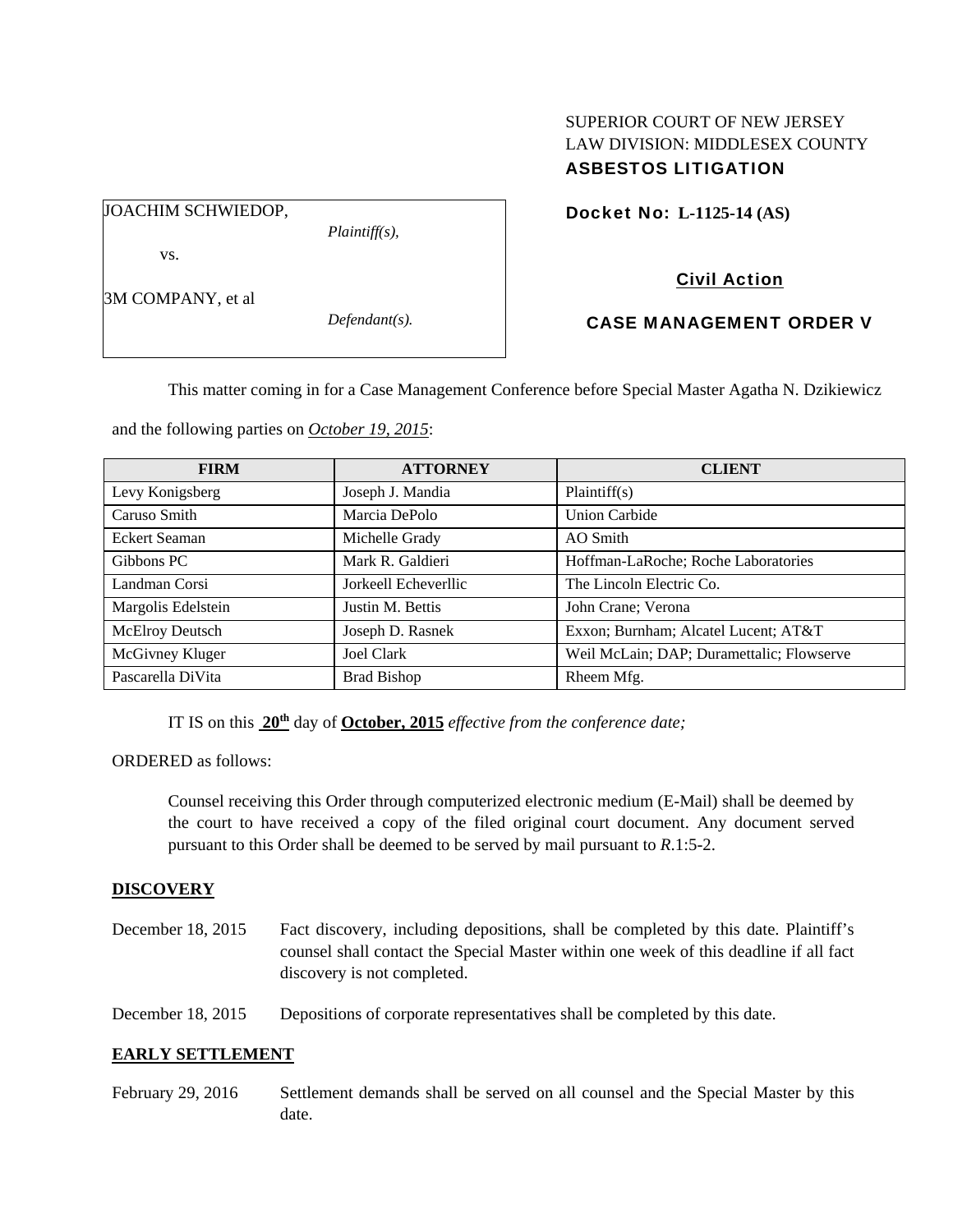SUPERIOR COURT OF NEW JERSEY
LAW DIVISION: MIDDLESEX COUNTY
**ASBESTOS LITIGATION**

JOACHIM SCHWIEDOP,

*Plaintiff(s),*

vs.

3M COMPANY, et al

*Defendant(s).*

**Docket No: L-1125-14 (AS)**

**Civil Action**

**CASE MANAGEMENT ORDER V**

This matter coming in for a Case Management Conference before Special Master Agatha N. Dzikiewicz and the following parties on *October 19, 2015*:

| FIRM | ATTORNEY | CLIENT |
| --- | --- | --- |
| Levy Konigsberg | Joseph J. Mandia | Plaintiff(s) |
| Caruso Smith | Marcia DePolo | Union Carbide |
| Eckert Seaman | Michelle Grady | AO Smith |
| Gibbons PC | Mark R. Galdieri | Hoffman-LaRoche; Roche Laboratories |
| Landman Corsi | Jorkeell Echeverllic | The Lincoln Electric Co. |
| Margolis Edelstein | Justin M. Bettis | John Crane; Verona |
| McElroy Deutsch | Joseph D. Rasnek | Exxon; Burnham; Alcatel Lucent; AT&T |
| McGivney Kluger | Joel Clark | Weil McLain; DAP; Durametallic; Flowserve |
| Pascarella DiVita | Brad Bishop | Rheem Mfg. |

IT IS on this **20th** day of **October, 2015** *effective from the conference date;*

ORDERED as follows:

Counsel receiving this Order through computerized electronic medium (E-Mail) shall be deemed by the court to have received a copy of the filed original court document. Any document served pursuant to this Order shall be deemed to be served by mail pursuant to *R*.1:5-2.

**DISCOVERY**

December 18, 2015 — Fact discovery, including depositions, shall be completed by this date. Plaintiff's counsel shall contact the Special Master within one week of this deadline if all fact discovery is not completed.

December 18, 2015 — Depositions of corporate representatives shall be completed by this date.

**EARLY SETTLEMENT**

February 29, 2016 — Settlement demands shall be served on all counsel and the Special Master by this date.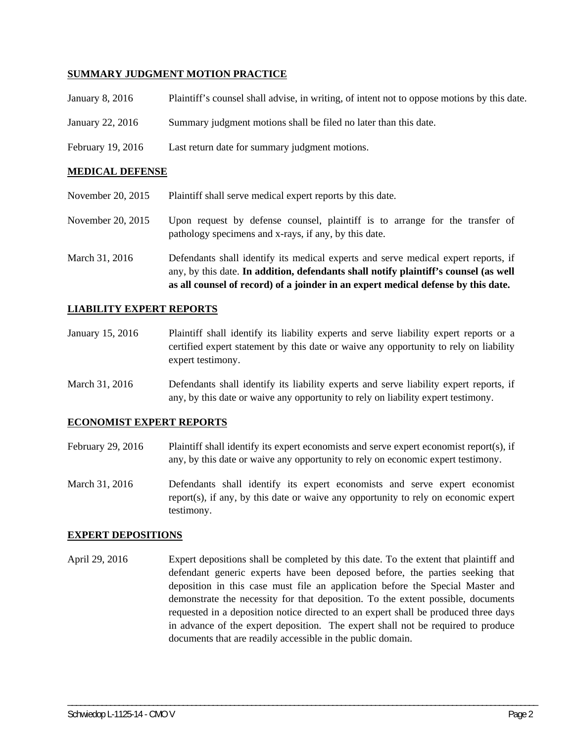## SUMMARY JUDGMENT MOTION PRACTICE

| | |
|---|---|
| January 8, 2016 | Plaintiff's counsel shall advise, in writing, of intent not to oppose motions by this date. |
| January 22, 2016 | Summary judgment motions shall be filed no later than this date. |
| February 19, 2016 | Last return date for summary judgment motions. |

## MEDICAL DEFENSE

| | |
|---|---|
| November 20, 2015 | Plaintiff shall serve medical expert reports by this date. |
| November 20, 2015 | Upon request by defense counsel, plaintiff is to arrange for the transfer of pathology specimens and x-rays, if any, by this date. |
| March 31, 2016 | Defendants shall identify its medical experts and serve medical expert reports, if any, by this date. **In addition, defendants shall notify plaintiff's counsel (as well as all counsel of record) of a joinder in an expert medical defense by this date.** |

## LIABILITY EXPERT REPORTS

| | |
|---|---|
| January 15, 2016 | Plaintiff shall identify its liability experts and serve liability expert reports or a certified expert statement by this date or waive any opportunity to rely on liability expert testimony. |
| March 31, 2016 | Defendants shall identify its liability experts and serve liability expert reports, if any, by this date or waive any opportunity to rely on liability expert testimony. |

## ECONOMIST EXPERT REPORTS

| | |
|---|---|
| February 29, 2016 | Plaintiff shall identify its expert economists and serve expert economist report(s), if any, by this date or waive any opportunity to rely on economic expert testimony. |
| March 31, 2016 | Defendants shall identify its expert economists and serve expert economist report(s), if any, by this date or waive any opportunity to rely on economic expert testimony. |

## EXPERT DEPOSITIONS

| | |
|---|---|
| April 29, 2016 | Expert depositions shall be completed by this date. To the extent that plaintiff and defendant generic experts have been deposed before, the parties seeking that deposition in this case must file an application before the Special Master and demonstrate the necessity for that deposition. To the extent possible, documents requested in a deposition notice directed to an expert shall be produced three days in advance of the expert deposition. The expert shall not be required to produce documents that are readily accessible in the public domain. |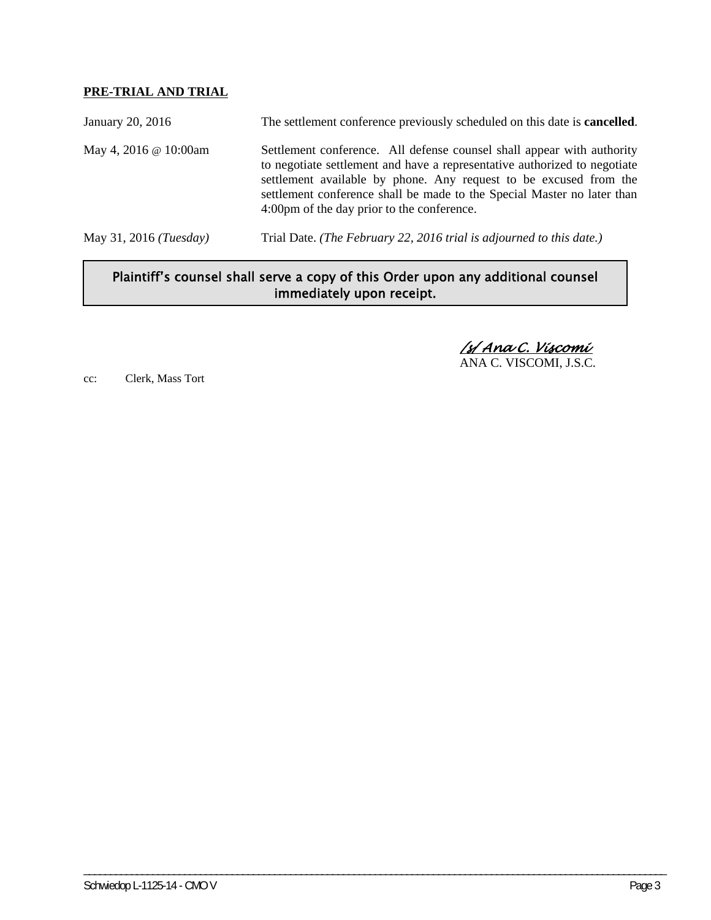**PRE-TRIAL AND TRIAL**

| | |
|---|---|
| January 20, 2016 | The settlement conference previously scheduled on this date is **cancelled**. |
| May 4, 2016 @ 10:00am | Settlement conference. All defense counsel shall appear with authority to negotiate settlement and have a representative authorized to negotiate settlement available by phone. Any request to be excused from the settlement conference shall be made to the Special Master no later than 4:00pm of the day prior to the conference. |
| May 31, 2016 *(Tuesday)* | Trial Date. *(The February 22, 2016 trial is adjourned to this date.)* |

**Plaintiff's counsel shall serve a copy of this Order upon any additional counsel immediately upon receipt.**

*/s/ Ana C. Viscomi*
ANA C. VISCOMI, J.S.C.

cc: Clerk, Mass Tort